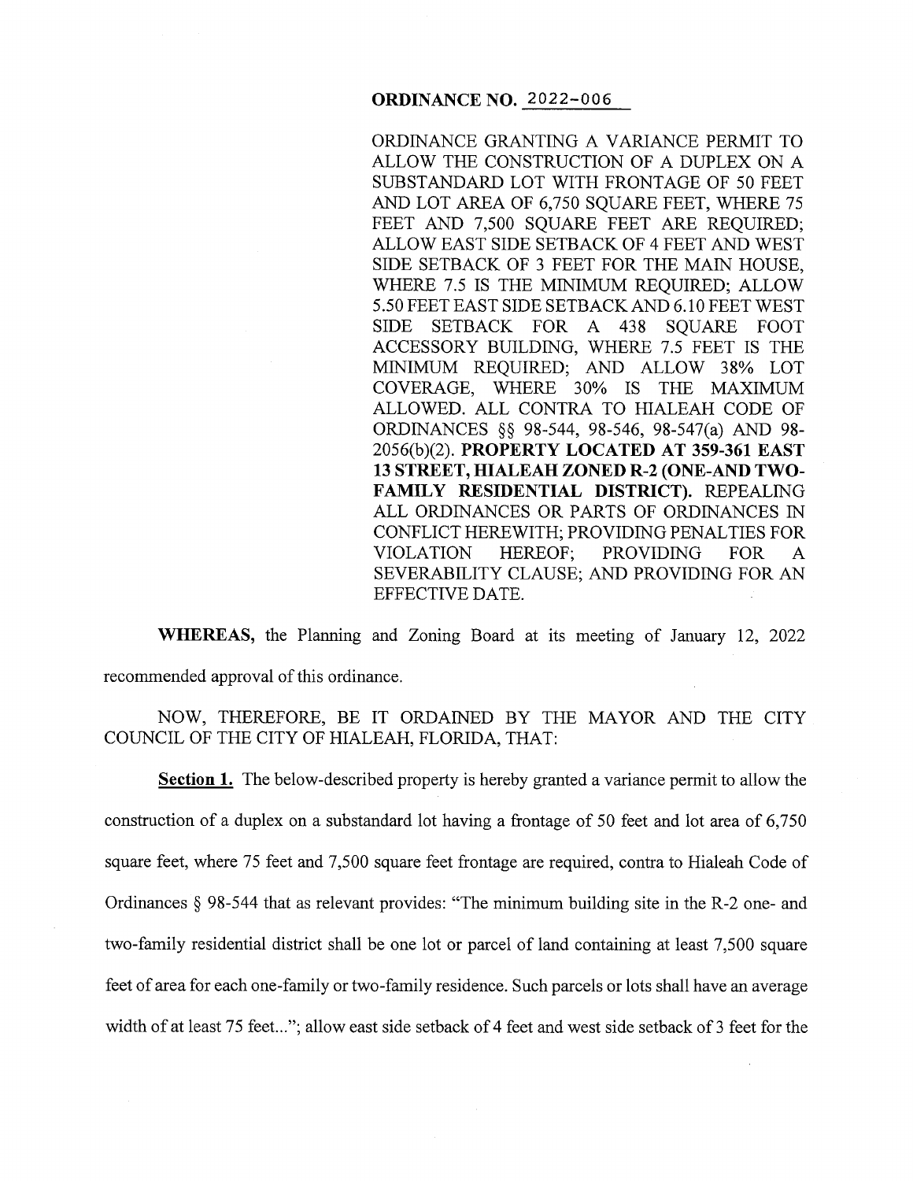**ORDINANCE NO. 2022-006**

ORDINANCE GRANTING A VARIANCE PERMIT TO ALLOW THE CONSTRUCTION OF A DUPLEX ON A SUBSTANDARD LOT WITH FRONTAGE OF 50 FEET AND LOT AREA OF 6,750 SQUARE FEET, WHERE 75 FEET AND 7,500 SQUARE FEET ARE REQUIRED; ALLOW EAST SIDE SETBACK OF 4 FEET AND WEST SIDE SETBACK OF 3 FEET FOR THE MAIN HOUSE, WHERE 7.5 IS THE MINIMUM REQUIRED; ALLOW 5.50 FEET EAST SIDE SETBACK AND 6.10 FEET WEST SIDE SETBACK FOR A 438 SQUARE FOOT ACCESSORY BUILDING, WHERE 7.5 FEET IS THE MINIMUM REQUIRED; AND ALLOW 38% LOT COVERAGE, WHERE 30% IS THE MAXIMUM ALLOWED. ALL CONTRA TO HIALEAH CODE OF ORDINANCES §§ 98-544, 98-546, 98-547(a) AND 98-2056(b)(2). **PROPERTY LOCATED AT 359-361 EAST 13 STREET, HIALEAH ZONED R-2 (ONE-AND TWO-FAMILY RESIDENTIAL DISTRICT).** REPEALING ALL ORDINANCES OR PARTS OF ORDINANCES IN CONFLICT HEREWITH; PROVIDING PENALTIES FOR VIOLATION HEREOF; PROVIDING FOR A SEVERABILITY CLAUSE; AND PROVIDING FOR AN EFFECTIVE DATE.

**WHEREAS,** the Planning and Zoning Board at its meeting of January 12, 2022 recommended approval of this ordinance.

NOW, THEREFORE, BE IT ORDAINED BY THE MAYOR AND THE CITY COUNCIL OF THE CITY OF HIALEAH, FLORIDA, THAT:

**Section 1.** The below-described property is hereby granted a variance permit to allow the construction of a duplex on a substandard lot having a frontage of 50 feet and lot area of 6,750 square feet, where 75 feet and 7,500 square feet frontage are required, contra to Hialeah Code of Ordinances § 98-544 that as relevant provides: "The minimum building site in the R-2 one- and two-family residential district shall be one lot or parcel of land containing at least 7,500 square feet of area for each one-family or two-family residence. Such parcels or lots shall have an average width of at least 75 feet..."; allow east side setback of 4 feet and west side setback of 3 feet for the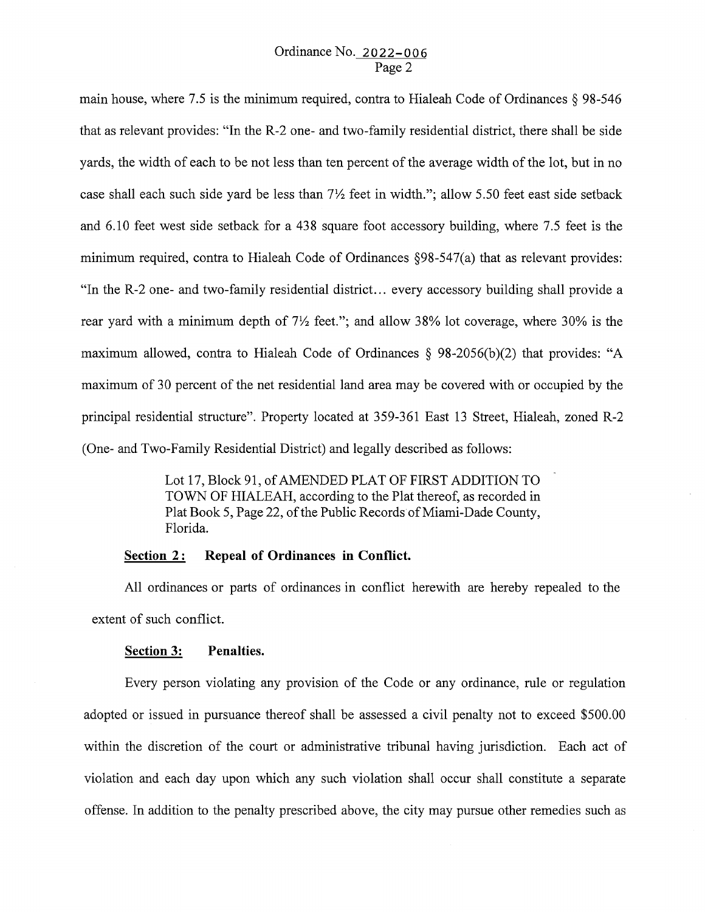main house, where 7.5 is the minimum required, contra to Hialeah Code of Ordinances § 98-546 that as relevant provides: "In the R-2 one- and two-family residential district, there shall be side yards, the width of each to be not less than ten percent of the average width of the lot, but in no case shall each such side yard be less than 7½ feet in width."; allow 5.50 feet east side setback and 6.10 feet west side setback for a 438 square foot accessory building, where 7.5 feet is the minimum required, contra to Hialeah Code of Ordinances §98-547(a) that as relevant provides: "In the R-2 one- and two-family residential district… every accessory building shall provide a rear yard with a minimum depth of 7½ feet."; and allow 38% lot coverage, where 30% is the maximum allowed, contra to Hialeah Code of Ordinances § 98-2056(b)(2) that provides: "A maximum of 30 percent of the net residential land area may be covered with or occupied by the principal residential structure". Property located at 359-361 East 13 Street, Hialeah, zoned R-2 (One- and Two-Family Residential District) and legally described as follows:

> Lot 17, Block 91, of AMENDED PLAT OF FIRST ADDITION TO TOWN OF HIALEAH, according to the Plat thereof, as recorded in Plat Book 5, Page 22, of the Public Records of Miami-Dade County, Florida.

**Section 2: Repeal of Ordinances in Conflict.**

All ordinances or parts of ordinances in conflict herewith are hereby repealed to the extent of such conflict.

**Section 3: Penalties.**

Every person violating any provision of the Code or any ordinance, rule or regulation adopted or issued in pursuance thereof shall be assessed a civil penalty not to exceed $500.00 within the discretion of the court or administrative tribunal having jurisdiction. Each act of violation and each day upon which any such violation shall occur shall constitute a separate offense. In addition to the penalty prescribed above, the city may pursue other remedies such as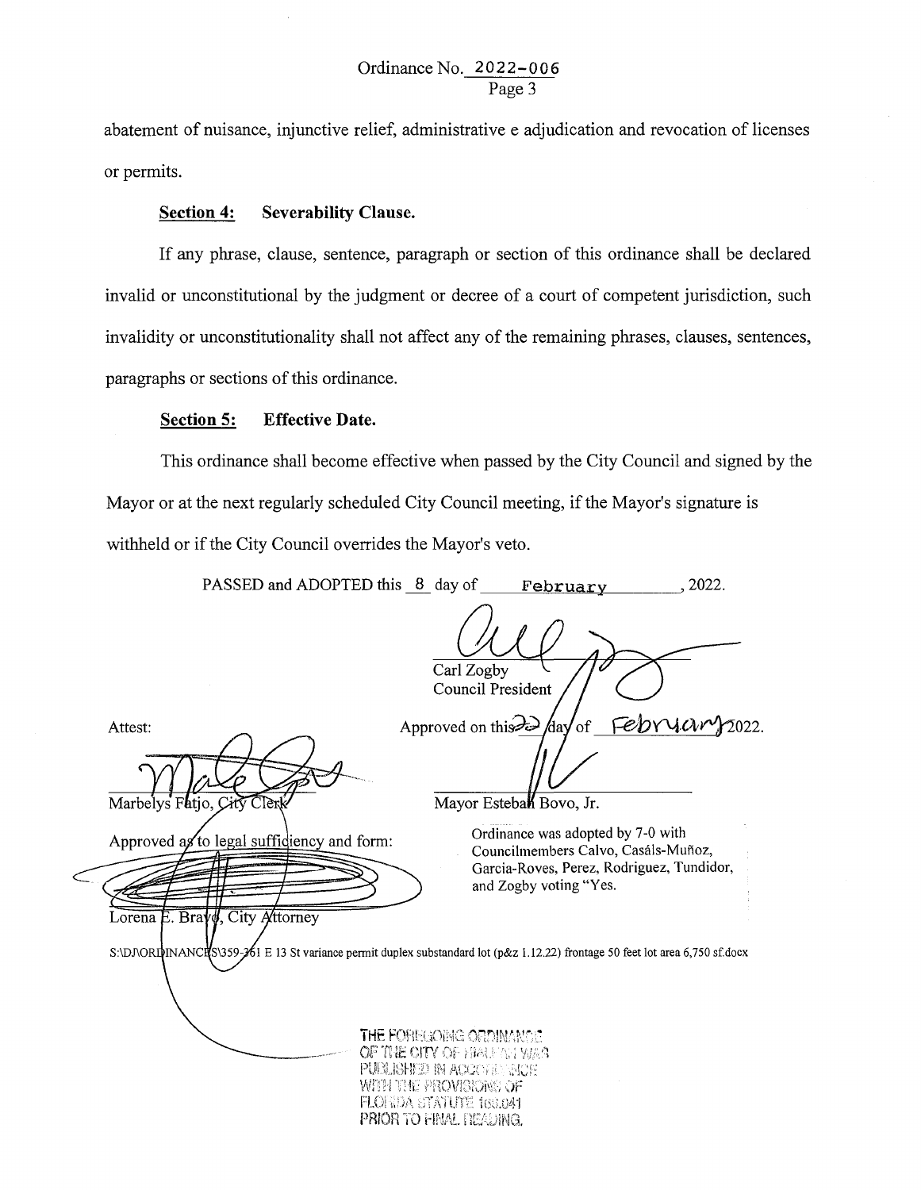abatement of nuisance, injunctive relief, administrative e adjudication and revocation of licenses or permits.

**Section 4: Severability Clause.**

If any phrase, clause, sentence, paragraph or section of this ordinance shall be declared invalid or unconstitutional by the judgment or decree of a court of competent jurisdiction, such invalidity or unconstitutionality shall not affect any of the remaining phrases, clauses, sentences, paragraphs or sections of this ordinance.

**Section 5: Effective Date.**

This ordinance shall become effective when passed by the City Council and signed by the Mayor or at the next regularly scheduled City Council meeting, if the Mayor's signature is withheld or if the City Council overrides the Mayor's veto.

PASSED and ADOPTED this 8 day of February, 2022.

Carl Zogby
Council President

Attest:

Marbelys Fatjo, City Clerk

Approved on this 22 day of February 2022.

Mayor Esteban Bovo, Jr.

Approved as to legal sufficiency and form:

Lorena E. Bravo, City Attorney

Ordinance was adopted by 7-0 with Councilmembers Calvo, Casáls-Muñoz, Garcia-Roves, Perez, Rodriguez, Tundidor, and Zogby voting "Yes.

S:\DJ\ORDINANCES\359-361 E 13 St variance permit duplex substandard lot (p&z 1.12.22) frontage 50 feet lot area 6,750 sf.docx

THE FOREGOING ORDINANCE OF THE CITY OF HIALEAH WAS PUBLISHED IN ACCORDANCE WITH THE PROVISIONS OF FLORIDA STATUTE 166.041 PRIOR TO FINAL READING.